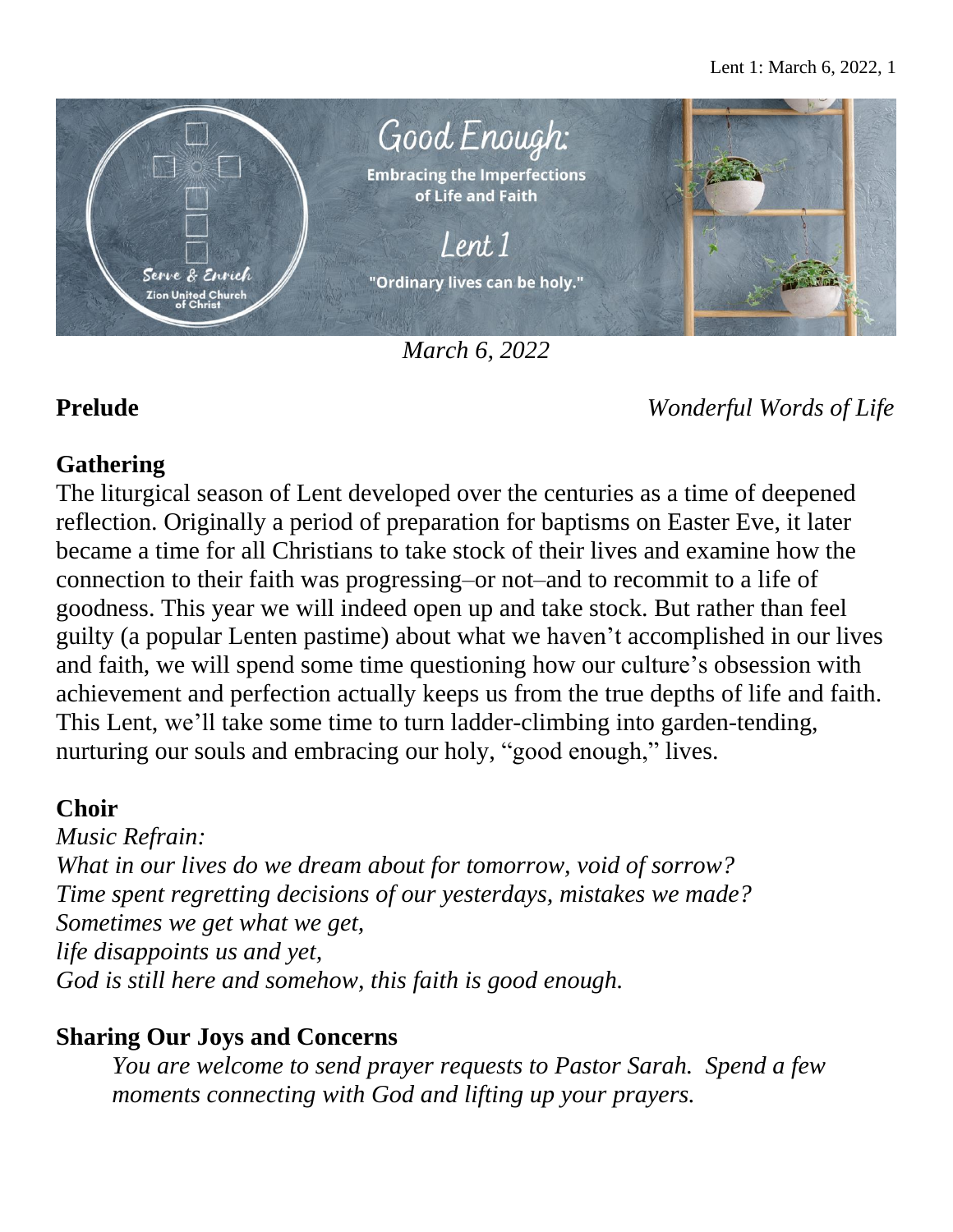Good Enough:

Embracing the Imperfections of Life and Faith

Lent 1

"Ordinary lives can be holy."

Serve & Enrich

Zion United Church of Christ

*March 6, 2022*

**Prelude** *Wonderful Words of Life*

## Gathering

The liturgical season of Lent developed over the centuries as a time of deepened reflection. Originally a period of preparation for baptisms on Easter Eve, it later became a time for all Christians to take stock of their lives and examine how the connection to their faith was progressing–or not–and to recommit to a life of goodness. This year we will indeed open up and take stock. But rather than feel guilty (a popular Lenten pastime) about what we haven't accomplished in our lives and faith, we will spend some time questioning how our culture's obsession with achievement and perfection actually keeps us from the true depths of life and faith. This Lent, we'll take some time to turn ladder-climbing into garden-tending, nurturing our souls and embracing our holy, "good enough," lives.

## Choir

*Music Refrain:*
*What in our lives do we dream about for tomorrow, void of sorrow?*
*Time spent regretting decisions of our yesterdays, mistakes we made?*
*Sometimes we get what we get,*
*life disappoints us and yet,*
*God is still here and somehow, this faith is good enough.*

## Sharing Our Joys and Concerns

*You are welcome to send prayer requests to Pastor Sarah. Spend a few moments connecting with God and lifting up your prayers.*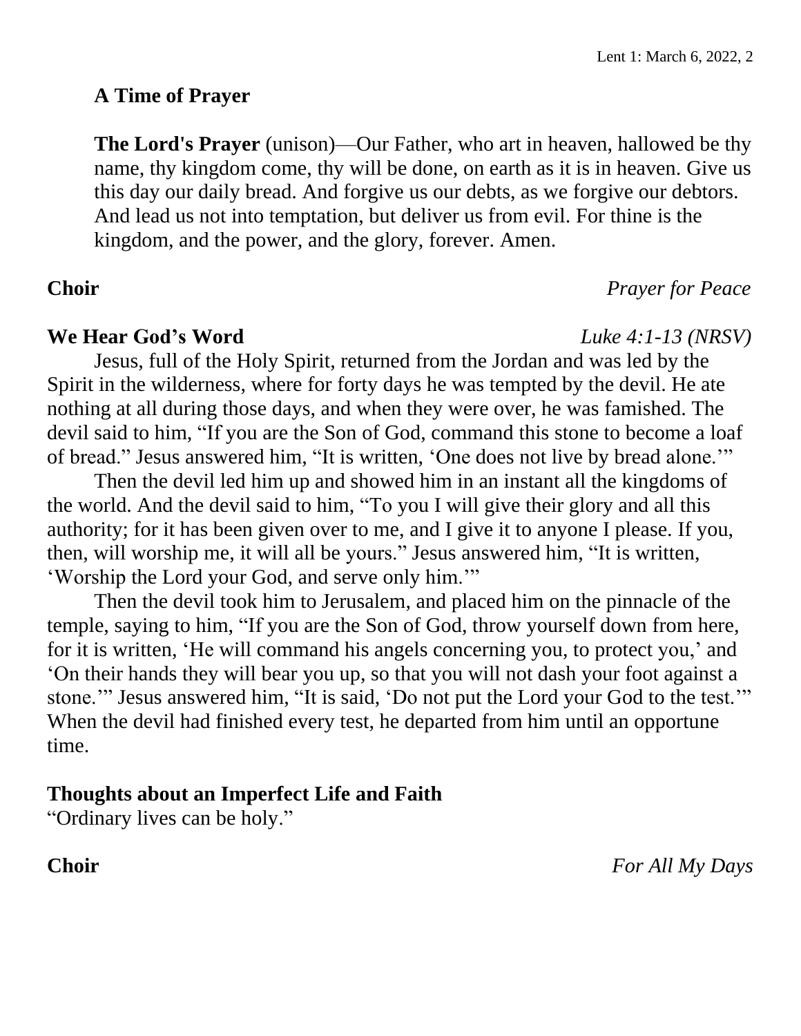**A Time of Prayer**

**The Lord's Prayer** (unison)—Our Father, who art in heaven, hallowed be thy name, thy kingdom come, thy will be done, on earth as it is in heaven. Give us this day our daily bread. And forgive us our debts, as we forgive our debtors. And lead us not into temptation, but deliver us from evil. For thine is the kingdom, and the power, and the glory, forever. Amen.

**Choir** *Prayer for Peace*

**We Hear God's Word** *Luke 4:1-13 (NRSV)*

Jesus, full of the Holy Spirit, returned from the Jordan and was led by the Spirit in the wilderness, where for forty days he was tempted by the devil. He ate nothing at all during those days, and when they were over, he was famished. The devil said to him, "If you are the Son of God, command this stone to become a loaf of bread." Jesus answered him, "It is written, 'One does not live by bread alone.'"

Then the devil led him up and showed him in an instant all the kingdoms of the world. And the devil said to him, "To you I will give their glory and all this authority; for it has been given over to me, and I give it to anyone I please. If you, then, will worship me, it will all be yours." Jesus answered him, "It is written, 'Worship the Lord your God, and serve only him.'"

Then the devil took him to Jerusalem, and placed him on the pinnacle of the temple, saying to him, "If you are the Son of God, throw yourself down from here, for it is written, 'He will command his angels concerning you, to protect you,' and 'On their hands they will bear you up, so that you will not dash your foot against a stone.'" Jesus answered him, "It is said, 'Do not put the Lord your God to the test.'" When the devil had finished every test, he departed from him until an opportune time.

**Thoughts about an Imperfect Life and Faith**

"Ordinary lives can be holy."

**Choir** *For All My Days*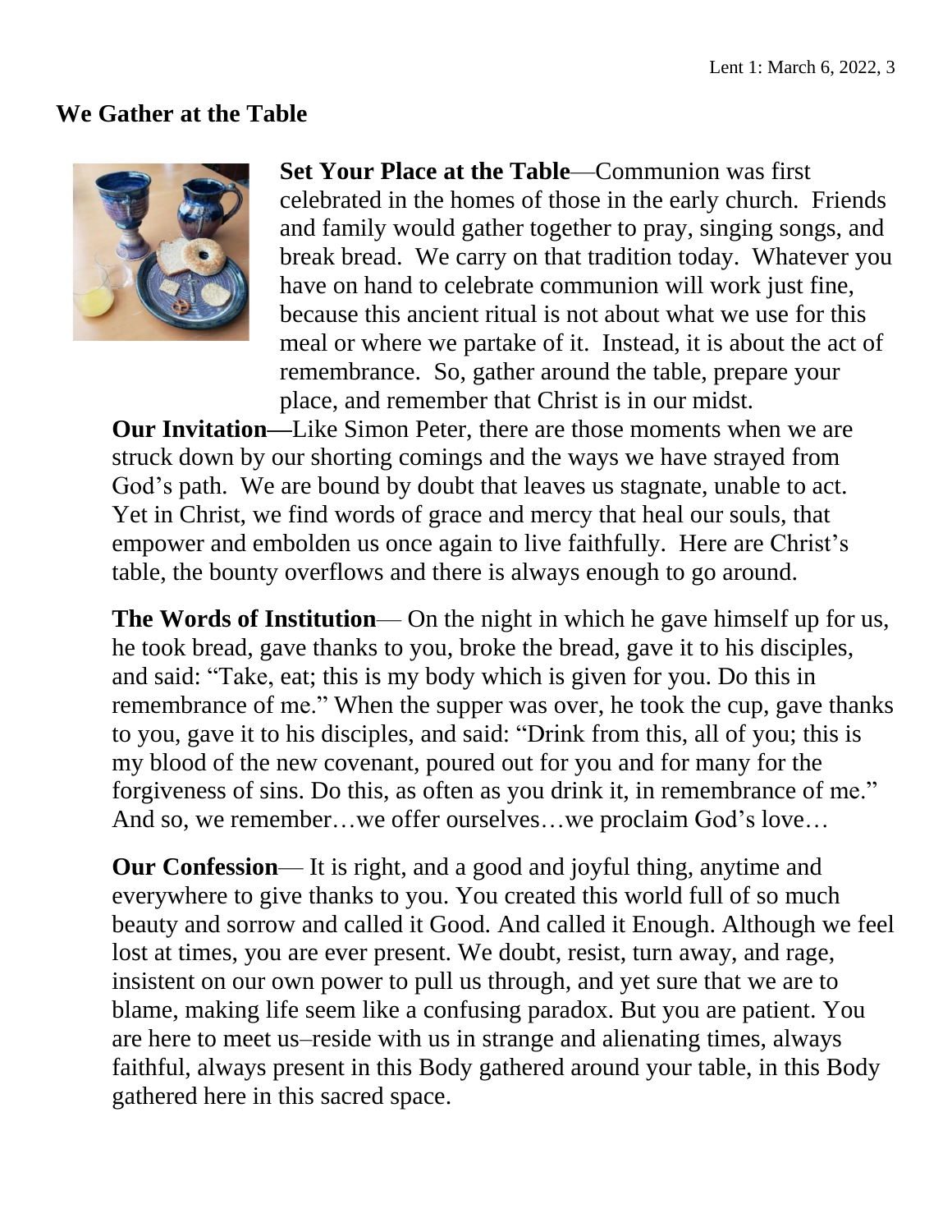## We Gather at the Table

**Set Your Place at the Table**—Communion was first celebrated in the homes of those in the early church. Friends and family would gather together to pray, singing songs, and break bread. We carry on that tradition today. Whatever you have on hand to celebrate communion will work just fine, because this ancient ritual is not about what we use for this meal or where we partake of it. Instead, it is about the act of remembrance. So, gather around the table, prepare your place, and remember that Christ is in our midst.

**Our Invitation—**Like Simon Peter, there are those moments when we are struck down by our shorting comings and the ways we have strayed from God's path. We are bound by doubt that leaves us stagnate, unable to act. Yet in Christ, we find words of grace and mercy that heal our souls, that empower and embolden us once again to live faithfully. Here are Christ's table, the bounty overflows and there is always enough to go around.

**The Words of Institution**— On the night in which he gave himself up for us, he took bread, gave thanks to you, broke the bread, gave it to his disciples, and said: "Take, eat; this is my body which is given for you. Do this in remembrance of me." When the supper was over, he took the cup, gave thanks to you, gave it to his disciples, and said: "Drink from this, all of you; this is my blood of the new covenant, poured out for you and for many for the forgiveness of sins. Do this, as often as you drink it, in remembrance of me." And so, we remember…we offer ourselves…we proclaim God's love…

**Our Confession**— It is right, and a good and joyful thing, anytime and everywhere to give thanks to you. You created this world full of so much beauty and sorrow and called it Good. And called it Enough. Although we feel lost at times, you are ever present. We doubt, resist, turn away, and rage, insistent on our own power to pull us through, and yet sure that we are to blame, making life seem like a confusing paradox. But you are patient. You are here to meet us–reside with us in strange and alienating times, always faithful, always present in this Body gathered around your table, in this Body gathered here in this sacred space.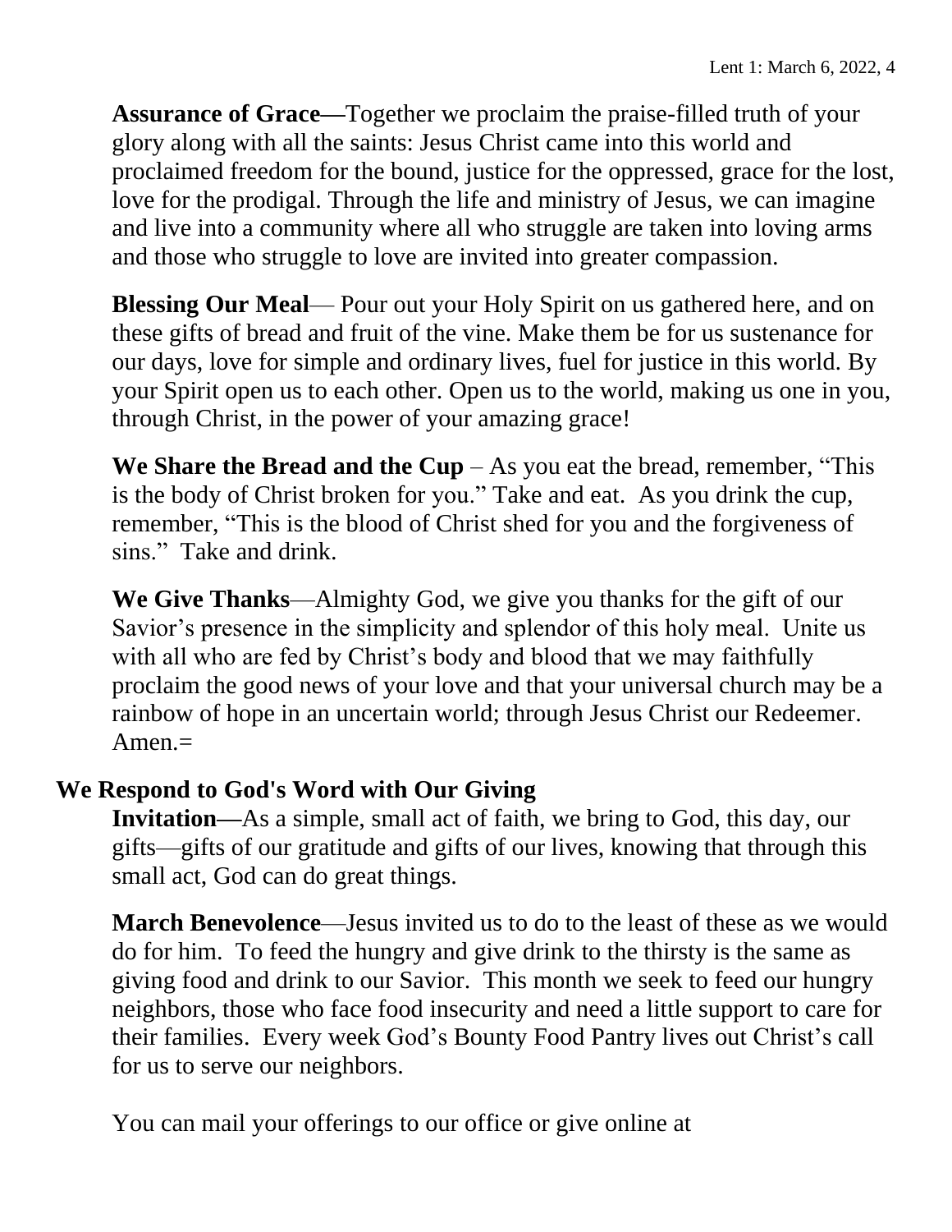**Assurance of Grace—**Together we proclaim the praise-filled truth of your glory along with all the saints: Jesus Christ came into this world and proclaimed freedom for the bound, justice for the oppressed, grace for the lost, love for the prodigal. Through the life and ministry of Jesus, we can imagine and live into a community where all who struggle are taken into loving arms and those who struggle to love are invited into greater compassion.

**Blessing Our Meal**— Pour out your Holy Spirit on us gathered here, and on these gifts of bread and fruit of the vine. Make them be for us sustenance for our days, love for simple and ordinary lives, fuel for justice in this world. By your Spirit open us to each other. Open us to the world, making us one in you, through Christ, in the power of your amazing grace!

**We Share the Bread and the Cup** – As you eat the bread, remember, "This is the body of Christ broken for you." Take and eat. As you drink the cup, remember, "This is the blood of Christ shed for you and the forgiveness of sins." Take and drink.

**We Give Thanks**—Almighty God, we give you thanks for the gift of our Savior's presence in the simplicity and splendor of this holy meal. Unite us with all who are fed by Christ's body and blood that we may faithfully proclaim the good news of your love and that your universal church may be a rainbow of hope in an uncertain world; through Jesus Christ our Redeemer. Amen.=

## We Respond to God's Word with Our Giving

**Invitation—**As a simple, small act of faith, we bring to God, this day, our gifts—gifts of our gratitude and gifts of our lives, knowing that through this small act, God can do great things.

**March Benevolence**—Jesus invited us to do to the least of these as we would do for him. To feed the hungry and give drink to the thirsty is the same as giving food and drink to our Savior. This month we seek to feed our hungry neighbors, those who face food insecurity and need a little support to care for their families. Every week God's Bounty Food Pantry lives out Christ's call for us to serve our neighbors.

You can mail your offerings to our office or give online at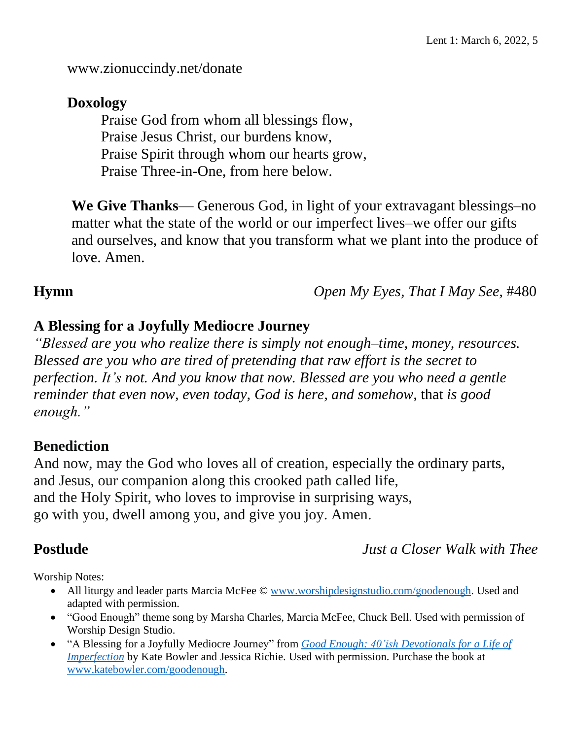www.zionuccindy.net/donate

**Doxology**

Praise God from whom all blessings flow,
Praise Jesus Christ, our burdens know,
Praise Spirit through whom our hearts grow,
Praise Three-in-One, from here below.

**We Give Thanks**— Generous God, in light of your extravagant blessings–no matter what the state of the world or our imperfect lives–we offer our gifts and ourselves, and know that you transform what we plant into the produce of love. Amen.

**Hymn** *Open My Eyes, That I May See*, #480

## A Blessing for a Joyfully Mediocre Journey

*"Blessed are you who realize there is simply not enough–time, money, resources. Blessed are you who are tired of pretending that raw effort is the secret to perfection. It's not. And you know that now. Blessed are you who need a gentle reminder that even now, even today, God is here, and somehow,* that *is good enough."*

## Benediction

And now, may the God who loves all of creation, especially the ordinary parts,
and Jesus, our companion along this crooked path called life,
and the Holy Spirit, who loves to improvise in surprising ways,
go with you, dwell among you, and give you joy. Amen.

**Postlude** *Just a Closer Walk with Thee*

Worship Notes:

- All liturgy and leader parts Marcia McFee © www.worshipdesignstudio.com/goodenough. Used and adapted with permission.
- "Good Enough" theme song by Marsha Charles, Marcia McFee, Chuck Bell. Used with permission of Worship Design Studio.
- "A Blessing for a Joyfully Mediocre Journey" from *Good Enough: 40'ish Devotionals for a Life of Imperfection* by Kate Bowler and Jessica Richie. Used with permission. Purchase the book at www.katebowler.com/goodenough.